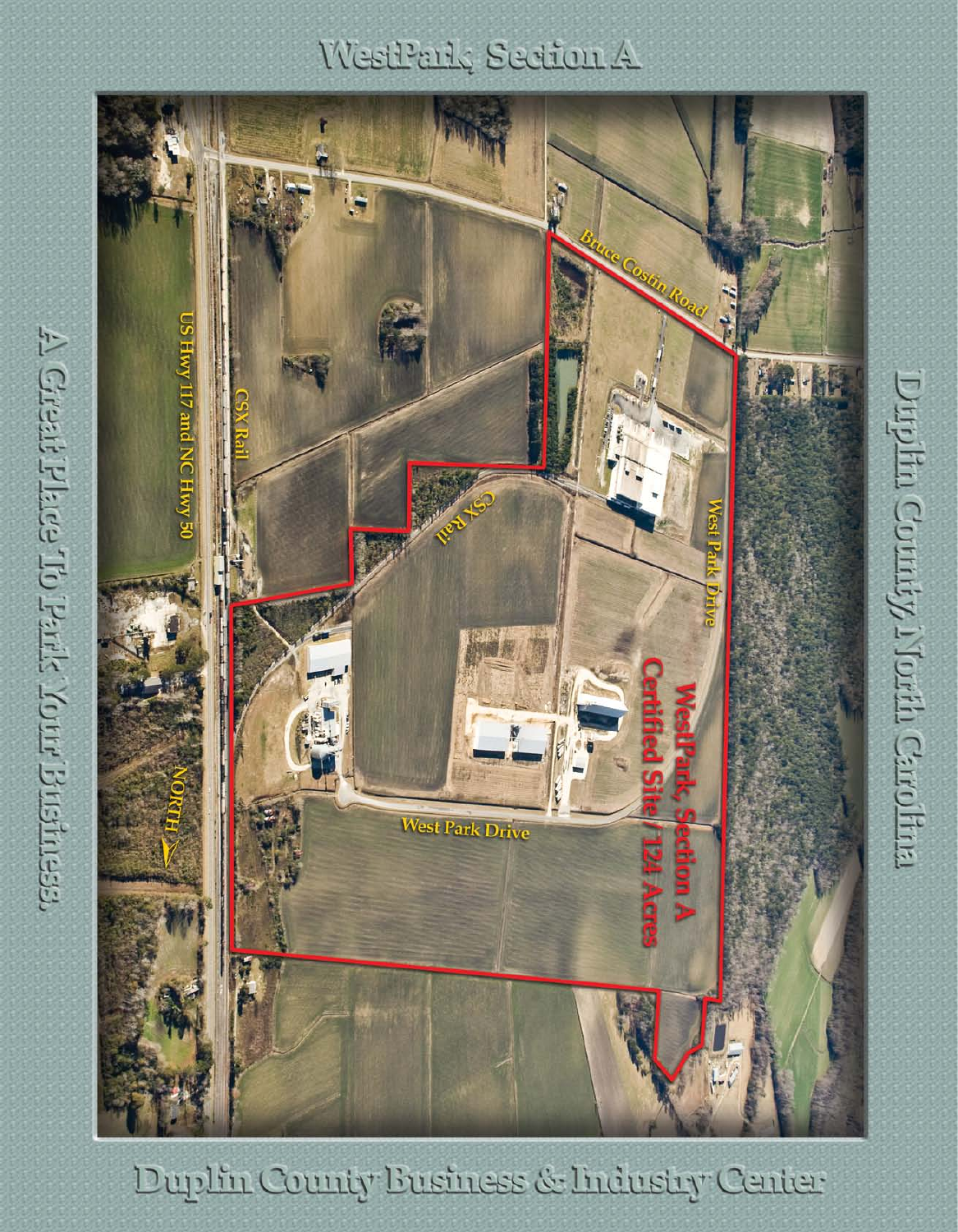# WestPark, Section A

A Great Place To Park Your Business.

Duplin County, North Carolina

US Hwy 117 and NC Hwy 50

CSX Rail

Bruce Costin Road

CSX Rail

West Park Drive

West Park Drive

WestPark, Section A
Certified Site / 124 Acres

NORTH

Duplin County Business & Industry Center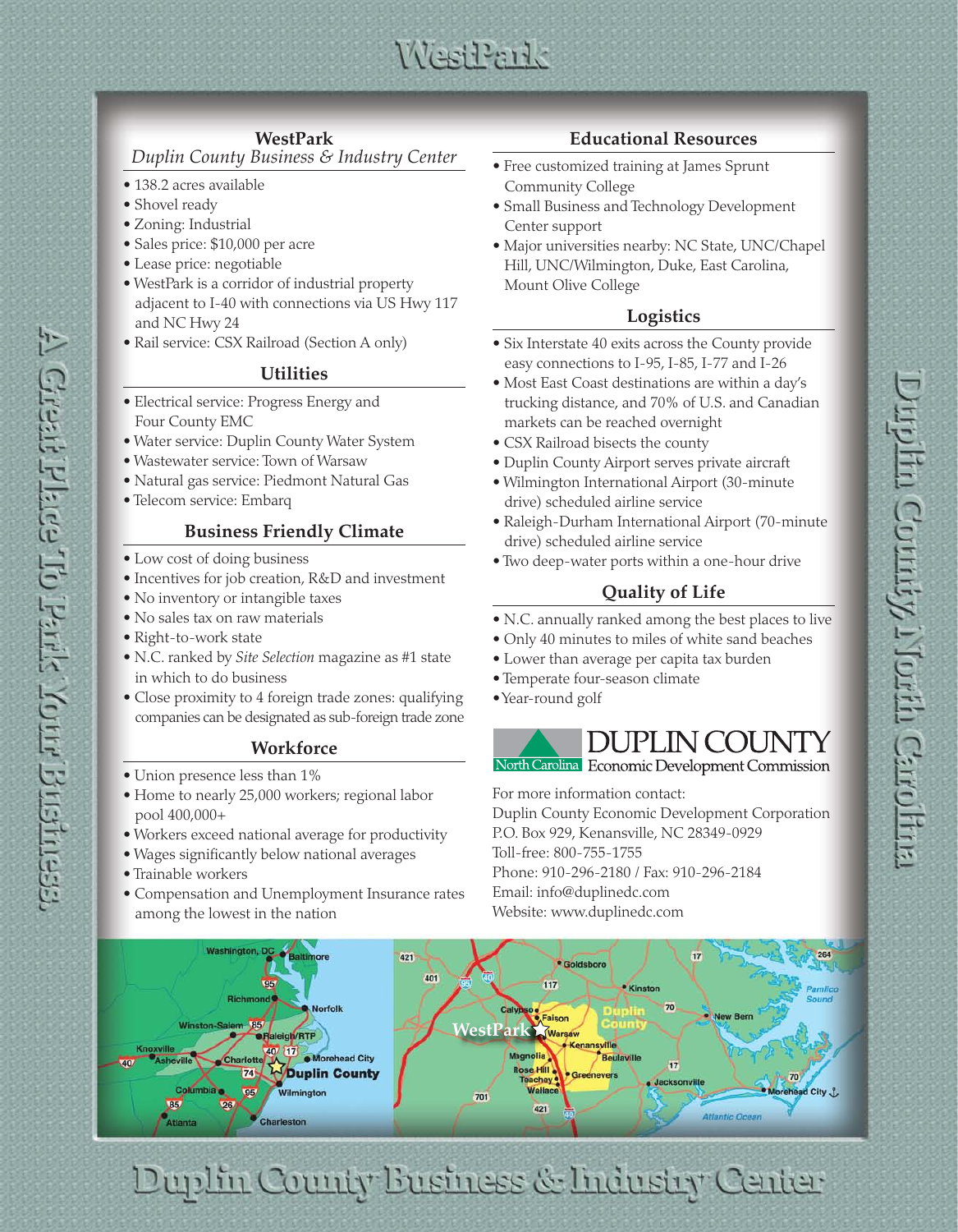# WestPark

## WestPark
*Duplin County Business & Industry Center*

- 138.2 acres available
- Shovel ready
- Zoning: Industrial
- Sales price: $10,000 per acre
- Lease price: negotiable
- WestPark is a corridor of industrial property adjacent to I-40 with connections via US Hwy 117 and NC Hwy 24
- Rail service: CSX Railroad (Section A only)

## Utilities

- Electrical service: Progress Energy and Four County EMC
- Water service: Duplin County Water System
- Wastewater service: Town of Warsaw
- Natural gas service: Piedmont Natural Gas
- Telecom service: Embarq

## Business Friendly Climate

- Low cost of doing business
- Incentives for job creation, R&D and investment
- No inventory or intangible taxes
- No sales tax on raw materials
- Right-to-work state
- N.C. ranked by *Site Selection* magazine as #1 state in which to do business
- Close proximity to 4 foreign trade zones: qualifying companies can be designated as sub-foreign trade zone

## Workforce

- Union presence less than 1%
- Home to nearly 25,000 workers; regional labor pool 400,000+
- Workers exceed national average for productivity
- Wages significantly below national averages
- Trainable workers
- Compensation and Unemployment Insurance rates among the lowest in the nation

## Educational Resources

- Free customized training at James Sprunt Community College
- Small Business and Technology Development Center support
- Major universities nearby: NC State, UNC/Chapel Hill, UNC/Wilmington, Duke, East Carolina, Mount Olive College

## Logistics

- Six Interstate 40 exits across the County provide easy connections to I-95, I-85, I-77 and I-26
- Most East Coast destinations are within a day's trucking distance, and 70% of U.S. and Canadian markets can be reached overnight
- CSX Railroad bisects the county
- Duplin County Airport serves private aircraft
- Wilmington International Airport (30-minute drive) scheduled airline service
- Raleigh-Durham International Airport (70-minute drive) scheduled airline service
- Two deep-water ports within a one-hour drive

## Quality of Life

- N.C. annually ranked among the best places to live
- Only 40 minutes to miles of white sand beaches
- Lower than average per capita tax burden
- Temperate four-season climate
- Year-round golf

DUPLIN COUNTY
North Carolina Economic Development Commission

For more information contact:
Duplin County Economic Development Corporation
P.O. Box 929, Kenansville, NC 28349-0929
Toll-free: 800-755-1755
Phone: 910-296-2180 / Fax: 910-296-2184
Email: info@duplinedc.com
Website: www.duplinedc.com

A Great Place To Park Your Business.

Duplin County, North Carolina

Duplin County Business & Industry Center